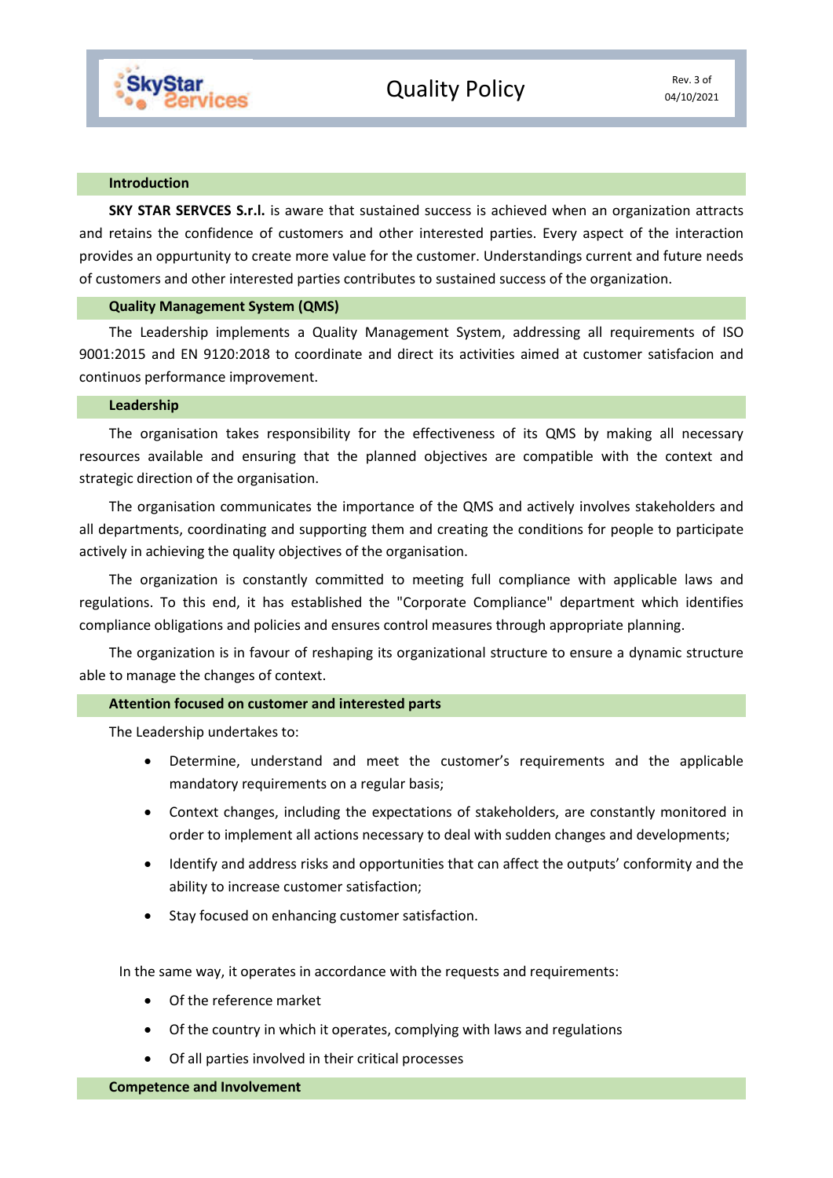# Quality Policy

Rev. 3 of 04/10/2021

## Introduction

**SKY STAR SERVCES S.r.l.** is aware that sustained success is achieved when an organization attracts and retains the confidence of customers and other interested parties. Every aspect of the interaction provides an oppurtunity to create more value for the customer. Understandings current and future needs of customers and other interested parties contributes to sustained success of the organization.

## Quality Management System (QMS)

The Leadership implements a Quality Management System, addressing all requirements of ISO 9001:2015 and EN 9120:2018 to coordinate and direct its activities aimed at customer satisfacion and continuos performance improvement.

## Leadership

The organisation takes responsibility for the effectiveness of its QMS by making all necessary resources available and ensuring that the planned objectives are compatible with the context and strategic direction of the organisation.

The organisation communicates the importance of the QMS and actively involves stakeholders and all departments, coordinating and supporting them and creating the conditions for people to participate actively in achieving the quality objectives of the organisation.

The organization is constantly committed to meeting full compliance with applicable laws and regulations. To this end, it has established the "Corporate Compliance" department which identifies compliance obligations and policies and ensures control measures through appropriate planning.

The organization is in favour of reshaping its organizational structure to ensure a dynamic structure able to manage the changes of context.

## Attention focused on customer and interested parts

The Leadership undertakes to:

- Determine, understand and meet the customer's requirements and the applicable mandatory requirements on a regular basis;
- Context changes, including the expectations of stakeholders, are constantly monitored in order to implement all actions necessary to deal with sudden changes and developments;
- Identify and address risks and opportunities that can affect the outputs' conformity and the ability to increase customer satisfaction;
- Stay focused on enhancing customer satisfaction.

In the same way, it operates in accordance with the requests and requirements:

- Of the reference market
- Of the country in which it operates, complying with laws and regulations
- Of all parties involved in their critical processes

## Competence and Involvement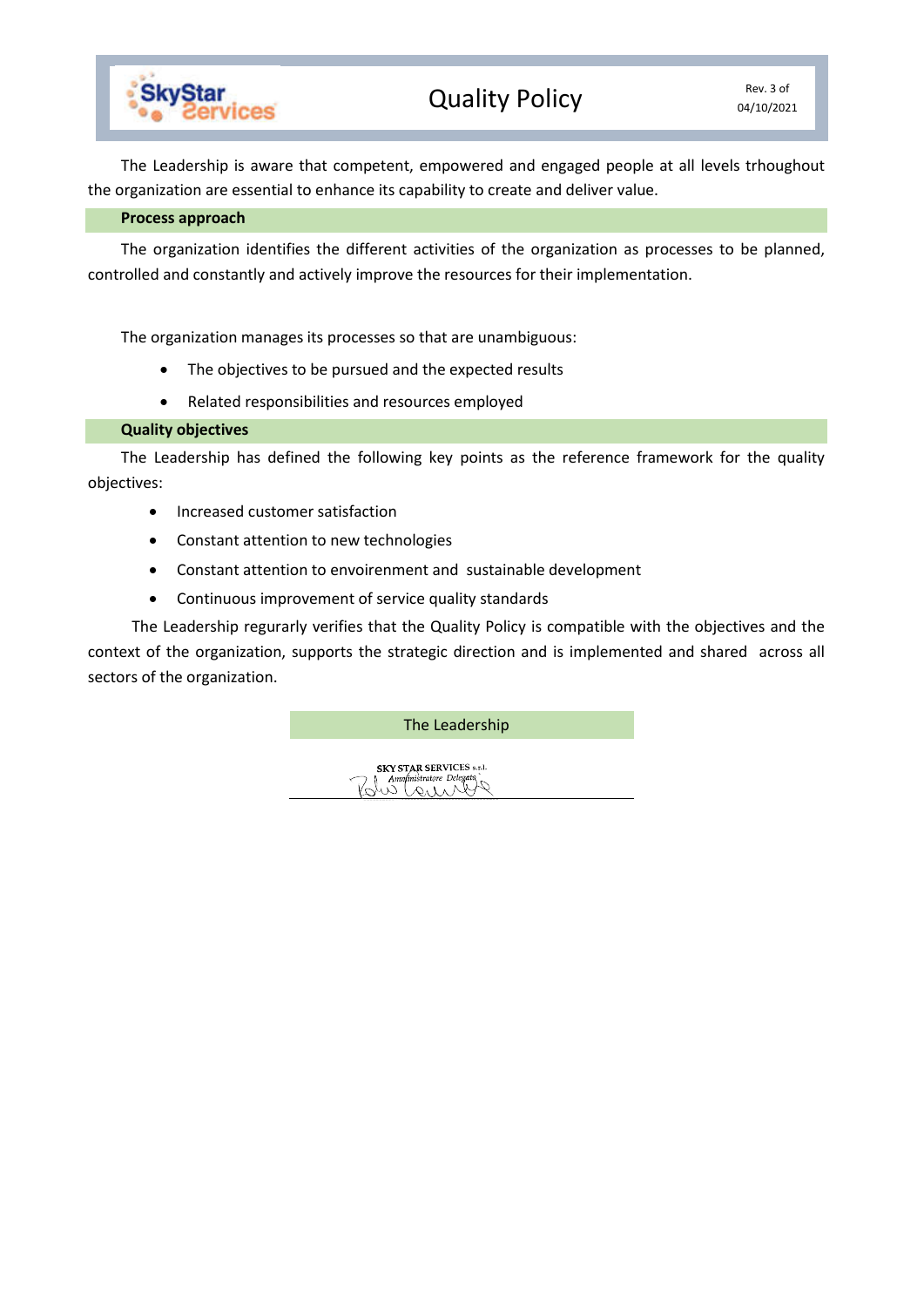The Leadership is aware that competent, empowered and engaged people at all levels trhoughout the organization are essential to enhance its capability to create and deliver value.

**Process approach**

The organization identifies the different activities of the organization as processes to be planned, controlled and constantly and actively improve the resources for their implementation.

The organization manages its processes so that are unambiguous:

- The objectives to be pursued and the expected results
- Related responsibilities and resources employed

**Quality objectives**

The Leadership has defined the following key points as the reference framework for the quality objectives:

- Increased customer satisfaction
- Constant attention to new technologies
- Constant attention to envoirenment and sustainable development
- Continuous improvement of service quality standards

The Leadership regurarly verifies that the Quality Policy is compatible with the objectives and the context of the organization, supports the strategic direction and is implemented and shared across all sectors of the organization.

The Leadership

SKY STAR SERVICES s.r.l.
Amministratore Delegato